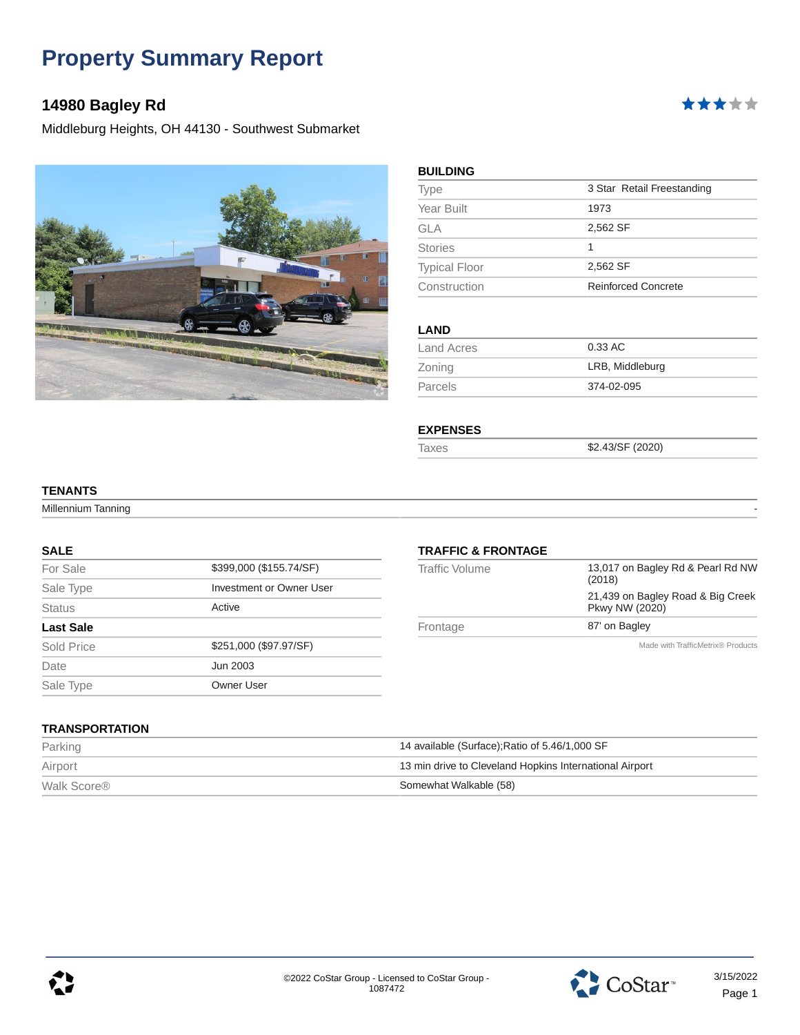# Property Summary Report

## 14980 Bagley Rd

Middleburg Heights, OH 44130 - Southwest Submarket

### BUILDING

| | |
|---|---|
| Type | 3 Star Retail Freestanding |
| Year Built | 1973 |
| GLA | 2,562 SF |
| Stories | 1 |
| Typical Floor | 2,562 SF |
| Construction | Reinforced Concrete |

### LAND

| | |
|---|---|
| Land Acres | 0.33 AC |
| Zoning | LRB, Middleburg |
| Parcels | 374-02-095 |

### EXPENSES

| | |
|---|---|
| Taxes | $2.43/SF (2020) |

### TENANTS

| | |
|---|---|
| Millennium Tanning | - |

### SALE

| | |
|---|---|
| For Sale | $399,000 ($155.74/SF) |
| Sale Type | Investment or Owner User |
| Status | Active |
| **Last Sale** | |
| Sold Price | $251,000 ($97.97/SF) |
| Date | Jun 2003 |
| Sale Type | Owner User |

### TRAFFIC & FRONTAGE

| | |
|---|---|
| Traffic Volume | 13,017 on Bagley Rd & Pearl Rd NW (2018) |
| | 21,439 on Bagley Road & Big Creek Pkwy NW (2020) |
| Frontage | 87' on Bagley |

Made with TrafficMetrix® Products

### TRANSPORTATION

| | |
|---|---|
| Parking | 14 available (Surface);Ratio of 5.46/1,000 SF |
| Airport | 13 min drive to Cleveland Hopkins International Airport |
| Walk Score® | Somewhat Walkable (58) |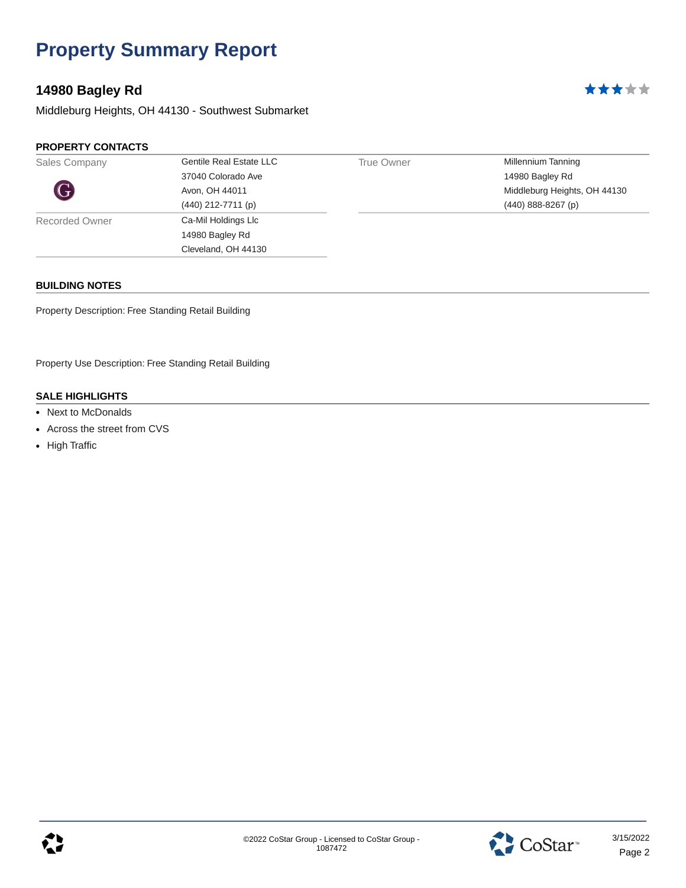# Property Summary Report

## 14980 Bagley Rd

Middleburg Heights, OH 44130 - Southwest Submarket

### PROPERTY CONTACTS

| | | | |
|---|---|---|---|
| Sales Company | Gentile Real Estate LLC<br>37040 Colorado Ave<br>Avon, OH 44011<br>(440) 212-7711 (p) | True Owner | Millennium Tanning<br>14980 Bagley Rd<br>Middleburg Heights, OH 44130<br>(440) 888-8267 (p) |
| Recorded Owner | Ca-Mil Holdings Llc<br>14980 Bagley Rd<br>Cleveland, OH 44130 | | |

### BUILDING NOTES

Property Description: Free Standing Retail Building

Property Use Description: Free Standing Retail Building

### SALE HIGHLIGHTS

- Next to McDonalds
- Across the street from CVS
- High Traffic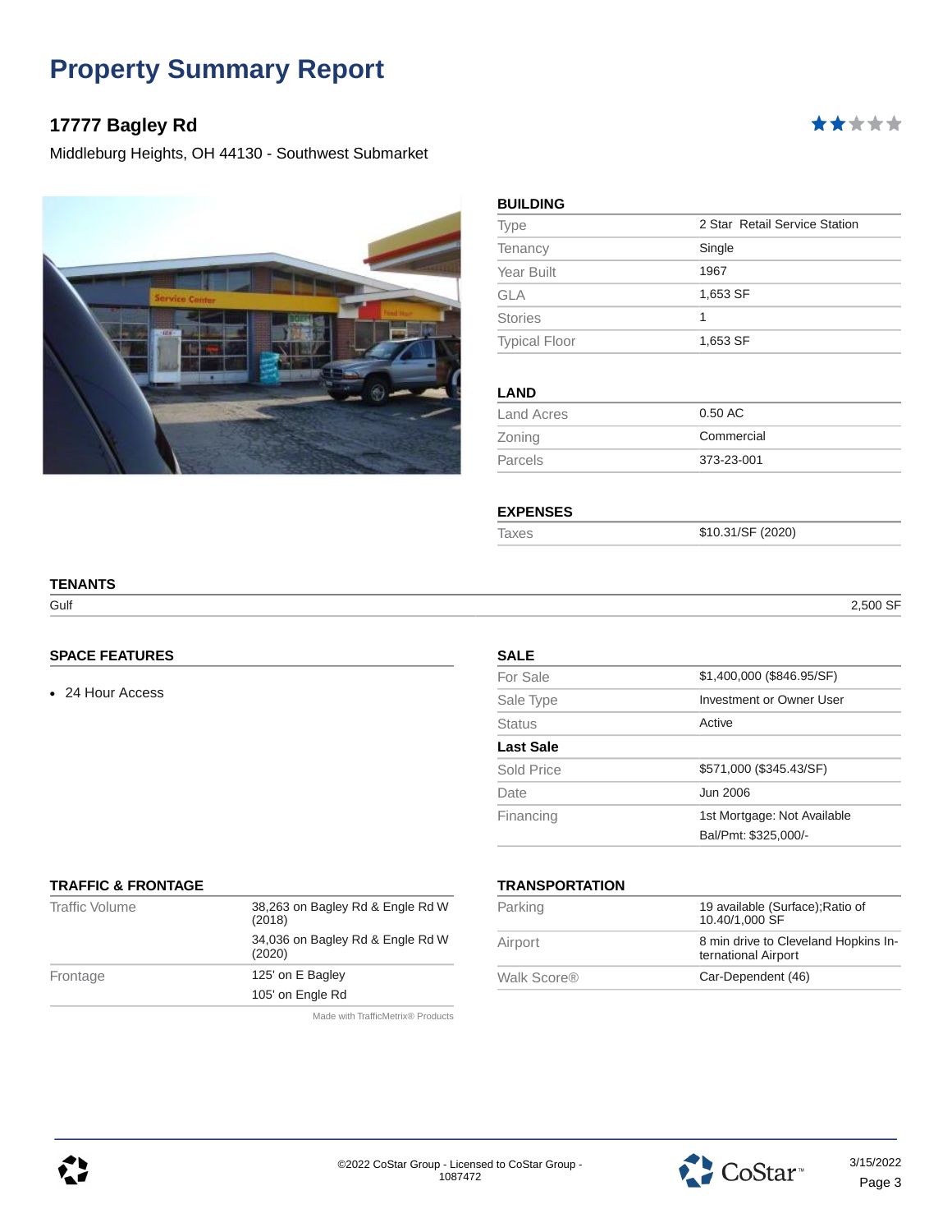# Property Summary Report

## 17777 Bagley Rd

Middleburg Heights, OH 44130 - Southwest Submarket

### BUILDING

| | |
|---|---|
| Type | 2 Star Retail Service Station |
| Tenancy | Single |
| Year Built | 1967 |
| GLA | 1,653 SF |
| Stories | 1 |
| Typical Floor | 1,653 SF |

### LAND

| | |
|---|---|
| Land Acres | 0.50 AC |
| Zoning | Commercial |
| Parcels | 373-23-001 |

### EXPENSES

| | |
|---|---|
| Taxes | $10.31/SF (2020) |

### TENANTS

| | |
|---|---|
| Gulf | 2,500 SF |

### SPACE FEATURES

- 24 Hour Access

### SALE

| | |
|---|---|
| For Sale | $1,400,000 ($846.95/SF) |
| Sale Type | Investment or Owner User |
| Status | Active |
| **Last Sale** | |
| Sold Price | $571,000 ($345.43/SF) |
| Date | Jun 2006 |
| Financing | 1st Mortgage: Not Available<br>Bal/Pmt: $325,000/- |

### TRAFFIC & FRONTAGE

| | |
|---|---|
| Traffic Volume | 38,263 on Bagley Rd & Engle Rd W (2018)<br>34,036 on Bagley Rd & Engle Rd W (2020) |
| Frontage | 125' on E Bagley<br>105' on Engle Rd |

Made with TrafficMetrix® Products

### TRANSPORTATION

| | |
|---|---|
| Parking | 19 available (Surface);Ratio of 10.40/1,000 SF |
| Airport | 8 min drive to Cleveland Hopkins International Airport |
| Walk Score® | Car-Dependent (46) |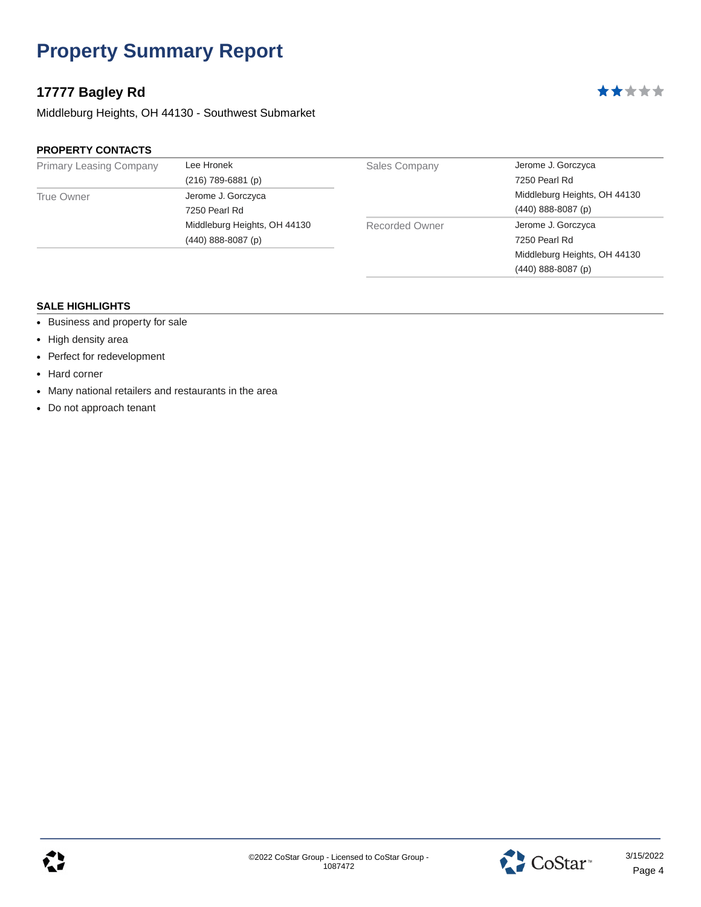# Property Summary Report

## 17777 Bagley Rd

Middleburg Heights, OH 44130 - Southwest Submarket

### PROPERTY CONTACTS

| | | | |
|---|---|---|---|
| Primary Leasing Company | Lee Hronek<br>(216) 789-6881 (p) | Sales Company | Jerome J. Gorczyca<br>7250 Pearl Rd<br>Middleburg Heights, OH 44130<br>(440) 888-8087 (p) |
| True Owner | Jerome J. Gorczyca<br>7250 Pearl Rd<br>Middleburg Heights, OH 44130<br>(440) 888-8087 (p) | Recorded Owner | Jerome J. Gorczyca<br>7250 Pearl Rd<br>Middleburg Heights, OH 44130<br>(440) 888-8087 (p) |

### SALE HIGHLIGHTS

- Business and property for sale
- High density area
- Perfect for redevelopment
- Hard corner
- Many national retailers and restaurants in the area
- Do not approach tenant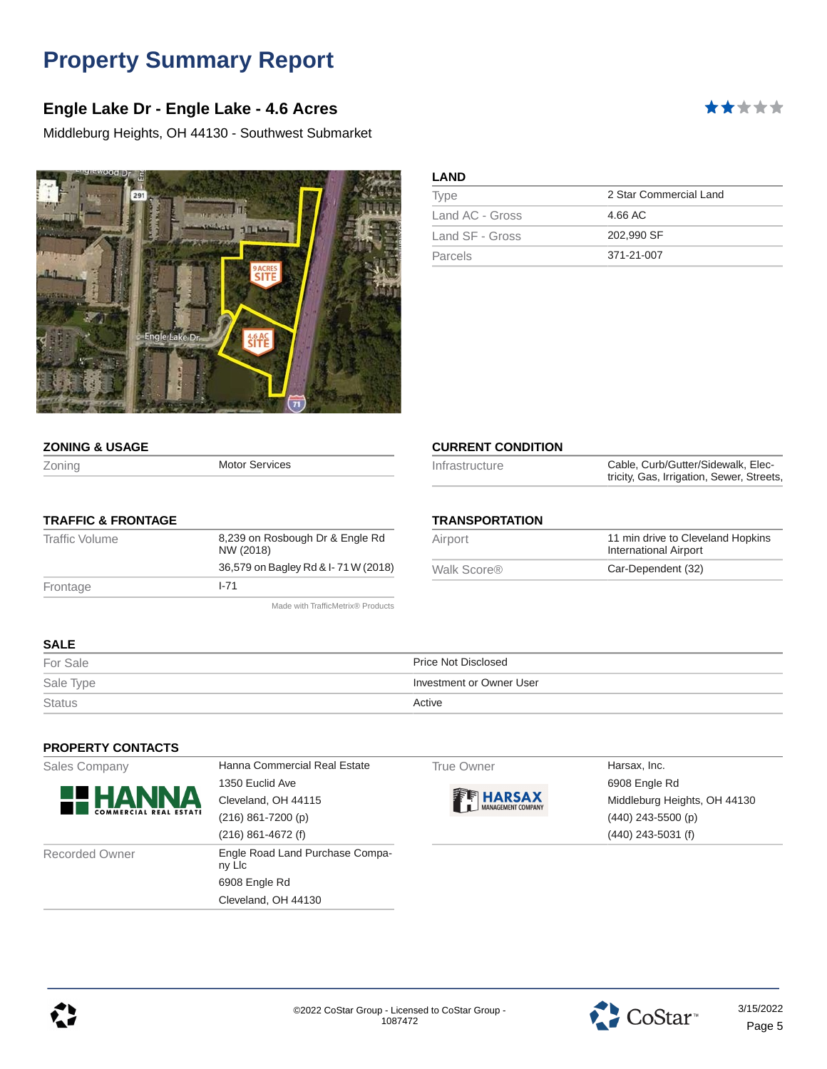# Property Summary Report

## Engle Lake Dr - Engle Lake - 4.6 Acres

Middleburg Heights, OH 44130 - Southwest Submarket

### LAND

| | |
|---|---|
| Type | 2 Star Commercial Land |
| Land AC - Gross | 4.66 AC |
| Land SF - Gross | 202,990 SF |
| Parcels | 371-21-007 |

### ZONING & USAGE

| | |
|---|---|
| Zoning | Motor Services |

### CURRENT CONDITION

| | |
|---|---|
| Infrastructure | Cable, Curb/Gutter/Sidewalk, Electricity, Gas, Irrigation, Sewer, Streets, |

### TRAFFIC & FRONTAGE

| | |
|---|---|
| Traffic Volume | 8,239 on Rosbough Dr & Engle Rd NW (2018) |
| | 36,579 on Bagley Rd & I- 71 W (2018) |
| Frontage | I-71 |

Made with TrafficMetrix® Products

### TRANSPORTATION

| | |
|---|---|
| Airport | 11 min drive to Cleveland Hopkins International Airport |
| Walk Score® | Car-Dependent (32) |

### SALE

| | |
|---|---|
| For Sale | Price Not Disclosed |
| Sale Type | Investment or Owner User |
| Status | Active |

### PROPERTY CONTACTS

| | |
|---|---|
| Sales Company | Hanna Commercial Real Estate<br>1350 Euclid Ave<br>Cleveland, OH 44115<br>(216) 861-7200 (p)<br>(216) 861-4672 (f) |
| Recorded Owner | Engle Road Land Purchase Company Llc<br>6908 Engle Rd<br>Cleveland, OH 44130 |
| True Owner | Harsax, Inc.<br>6908 Engle Rd<br>Middleburg Heights, OH 44130<br>(440) 243-5500 (p)<br>(440) 243-5031 (f) |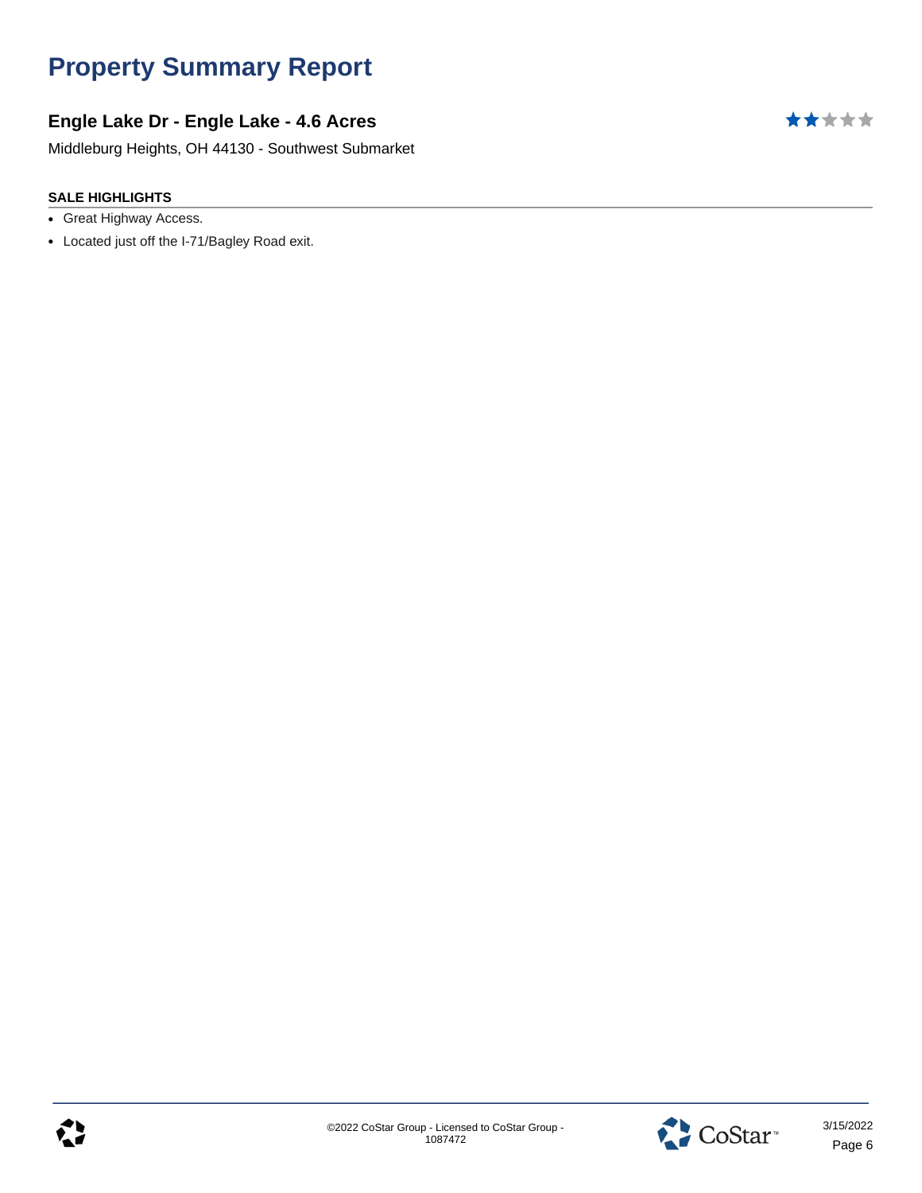# Property Summary Report

## Engle Lake Dr - Engle Lake - 4.6 Acres

Middleburg Heights, OH 44130 - Southwest Submarket

### SALE HIGHLIGHTS

- Great Highway Access.
- Located just off the I-71/Bagley Road exit.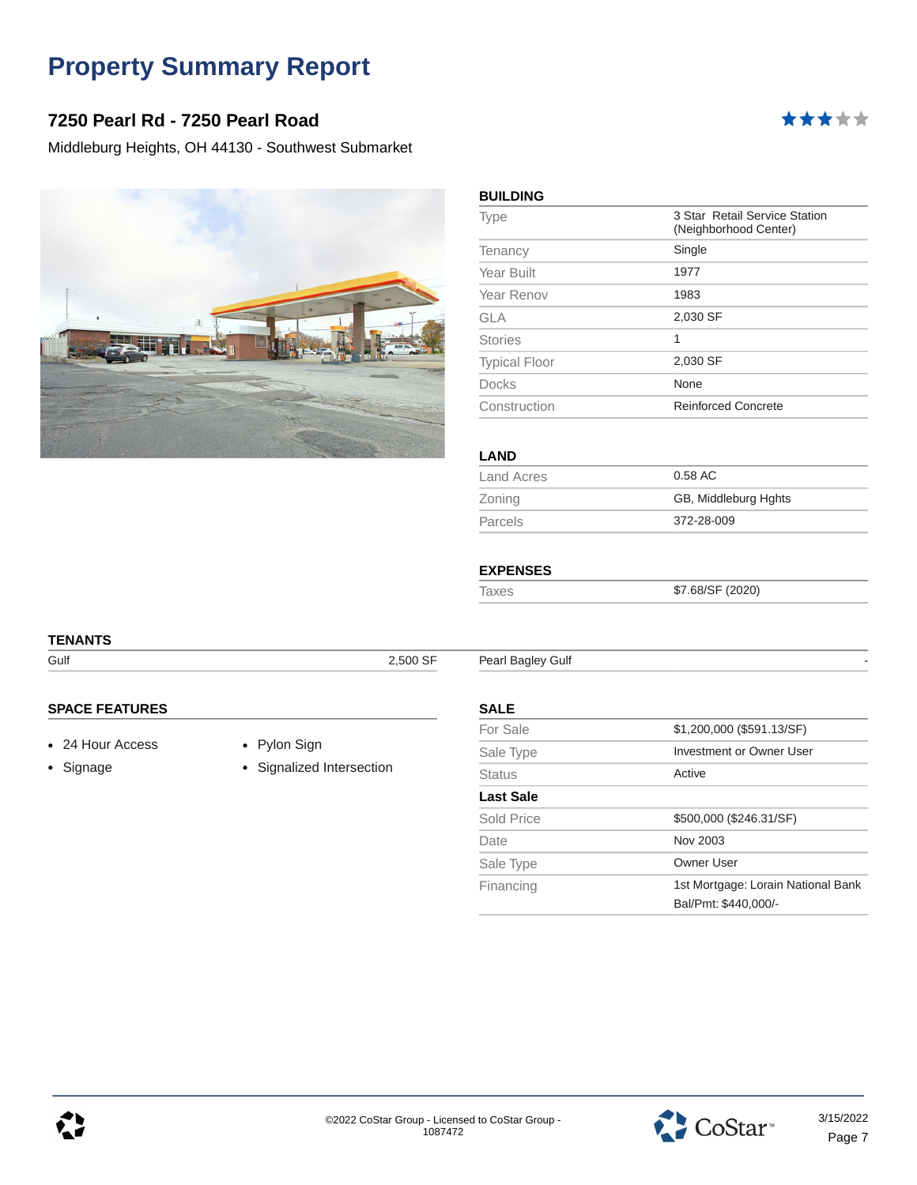# Property Summary Report

## 7250 Pearl Rd - 7250 Pearl Road

Middleburg Heights, OH 44130 - Southwest Submarket

### BUILDING

| | |
|---|---|
| Type | 3 Star Retail Service Station (Neighborhood Center) |
| Tenancy | Single |
| Year Built | 1977 |
| Year Renov | 1983 |
| GLA | 2,030 SF |
| Stories | 1 |
| Typical Floor | 2,030 SF |
| Docks | None |
| Construction | Reinforced Concrete |

### LAND

| | |
|---|---|
| Land Acres | 0.58 AC |
| Zoning | GB, Middleburg Hghts |
| Parcels | 372-28-009 |

### EXPENSES

| | |
|---|---|
| Taxes | $7.68/SF (2020) |

### TENANTS

| | |
|---|---|
| Gulf | 2,500 SF |
| Pearl Bagley Gulf | - |

### SPACE FEATURES

- 24 Hour Access
- Signage
- Pylon Sign
- Signalized Intersection

### SALE

| | |
|---|---|
| For Sale | $1,200,000 ($591.13/SF) |
| Sale Type | Investment or Owner User |
| Status | Active |
| **Last Sale** | |
| Sold Price | $500,000 ($246.31/SF) |
| Date | Nov 2003 |
| Sale Type | Owner User |
| Financing | 1st Mortgage: Lorain National Bank Bal/Pmt: $440,000/- |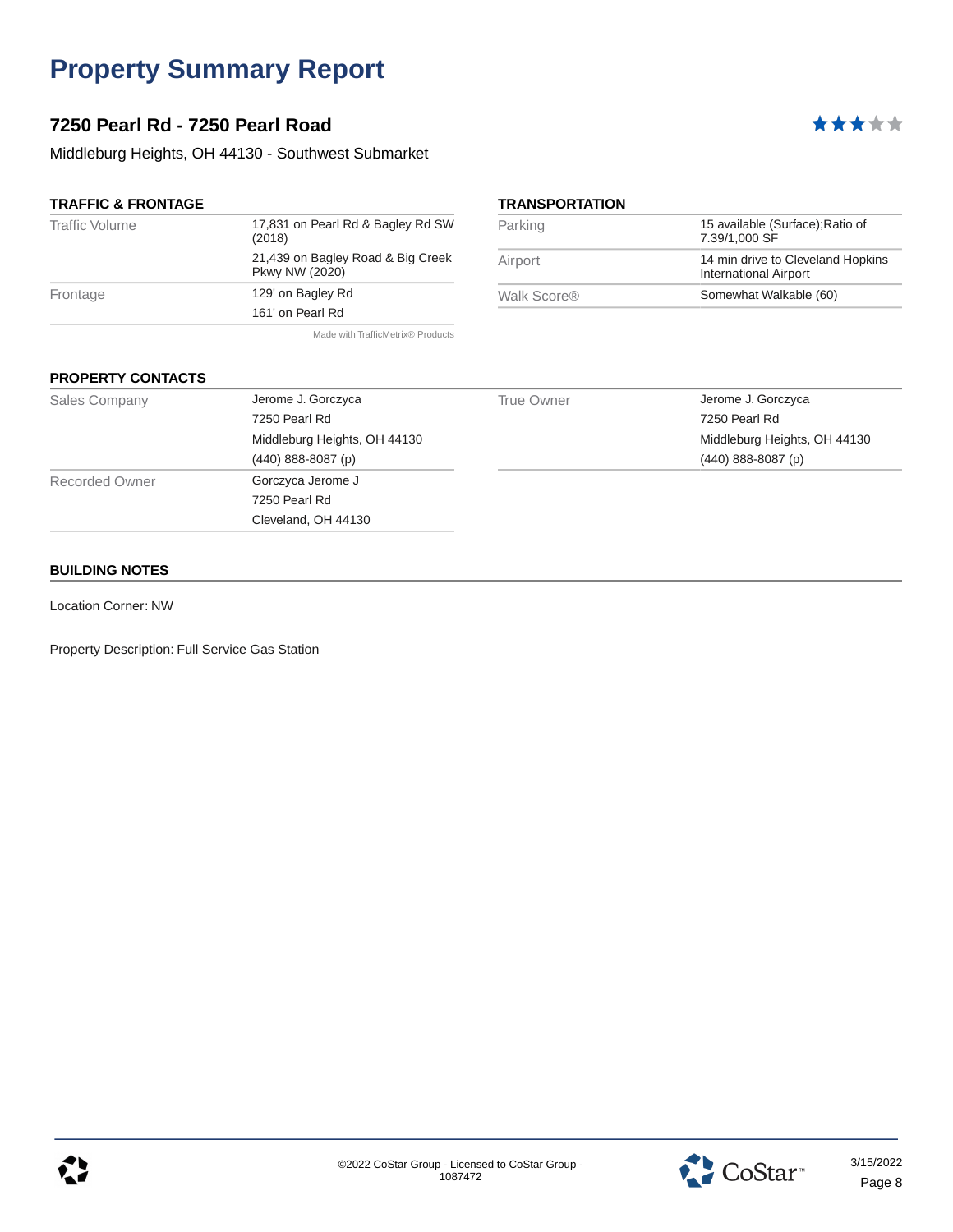# Property Summary Report

## 7250 Pearl Rd - 7250 Pearl Road

Middleburg Heights, OH 44130 - Southwest Submarket

### TRAFFIC & FRONTAGE

| | |
|---|---|
| Traffic Volume | 17,831 on Pearl Rd & Bagley Rd SW (2018) |
| | 21,439 on Bagley Road & Big Creek Pkwy NW (2020) |
| Frontage | 129' on Bagley Rd |
| | 161' on Pearl Rd |

Made with TrafficMetrix® Products

### TRANSPORTATION

| | |
|---|---|
| Parking | 15 available (Surface);Ratio of 7.39/1,000 SF |
| Airport | 14 min drive to Cleveland Hopkins International Airport |
| Walk Score® | Somewhat Walkable (60) |

### PROPERTY CONTACTS

| | |
|---|---|
| Sales Company | Jerome J. Gorczyca<br>7250 Pearl Rd<br>Middleburg Heights, OH 44130<br>(440) 888-8087 (p) |
| Recorded Owner | Gorczyca Jerome J<br>7250 Pearl Rd<br>Cleveland, OH 44130 |
| True Owner | Jerome J. Gorczyca<br>7250 Pearl Rd<br>Middleburg Heights, OH 44130<br>(440) 888-8087 (p) |

### BUILDING NOTES

Location Corner: NW

Property Description: Full Service Gas Station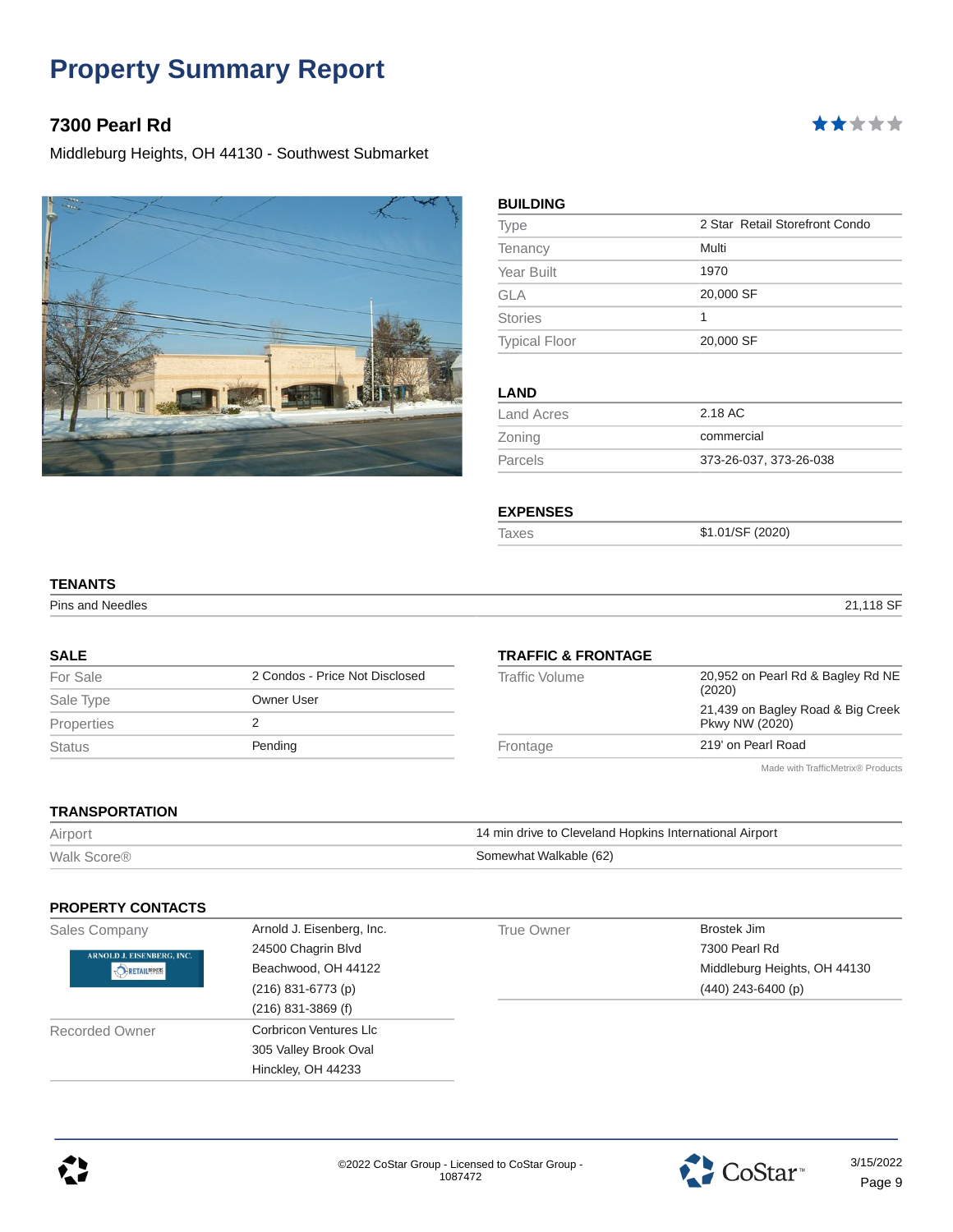# Property Summary Report

## 7300 Pearl Rd

Middleburg Heights, OH 44130 - Southwest Submarket

### BUILDING

| | |
|---|---|
| Type | 2 Star Retail Storefront Condo |
| Tenancy | Multi |
| Year Built | 1970 |
| GLA | 20,000 SF |
| Stories | 1 |
| Typical Floor | 20,000 SF |

### LAND

| | |
|---|---|
| Land Acres | 2.18 AC |
| Zoning | commercial |
| Parcels | 373-26-037, 373-26-038 |

### EXPENSES

| | |
|---|---|
| Taxes | $1.01/SF (2020) |

### TENANTS

| | |
|---|---|
| Pins and Needles | 21,118 SF |

### SALE

| | |
|---|---|
| For Sale | 2 Condos - Price Not Disclosed |
| Sale Type | Owner User |
| Properties | 2 |
| Status | Pending |

### TRAFFIC & FRONTAGE

| | |
|---|---|
| Traffic Volume | 20,952 on Pearl Rd & Bagley Rd NE (2020) |
| | 21,439 on Bagley Road & Big Creek Pkwy NW (2020) |
| Frontage | 219' on Pearl Road |

Made with TrafficMetrix® Products

### TRANSPORTATION

| | |
|---|---|
| Airport | 14 min drive to Cleveland Hopkins International Airport |
| Walk Score® | Somewhat Walkable (62) |

### PROPERTY CONTACTS

| | |
|---|---|
| Sales Company | Arnold J. Eisenberg, Inc.<br>24500 Chagrin Blvd<br>Beachwood, OH 44122<br>(216) 831-6773 (p)<br>(216) 831-3869 (f) |
| Recorded Owner | Corbricon Ventures Llc<br>305 Valley Brook Oval<br>Hinckley, OH 44233 |
| True Owner | Brostek Jim<br>7300 Pearl Rd<br>Middleburg Heights, OH 44130<br>(440) 243-6400 (p) |

©2022 CoStar Group - Licensed to CoStar Group - 1087472

3/15/2022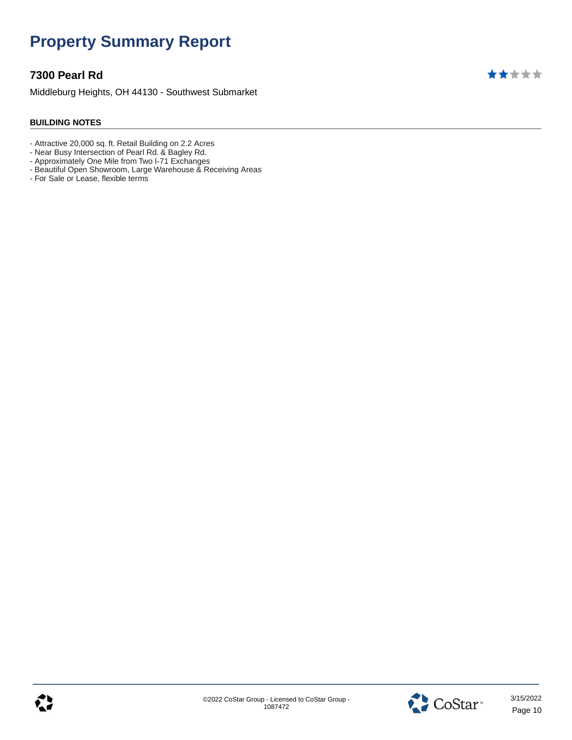# Property Summary Report

## 7300 Pearl Rd

Middleburg Heights, OH 44130 - Southwest Submarket

### BUILDING NOTES

- Attractive 20,000 sq. ft. Retail Building on 2.2 Acres
- Near Busy Intersection of Pearl Rd. & Bagley Rd.
- Approximately One Mile from Two I-71 Exchanges
- Beautiful Open Showroom, Large Warehouse & Receiving Areas
- For Sale or Lease, flexible terms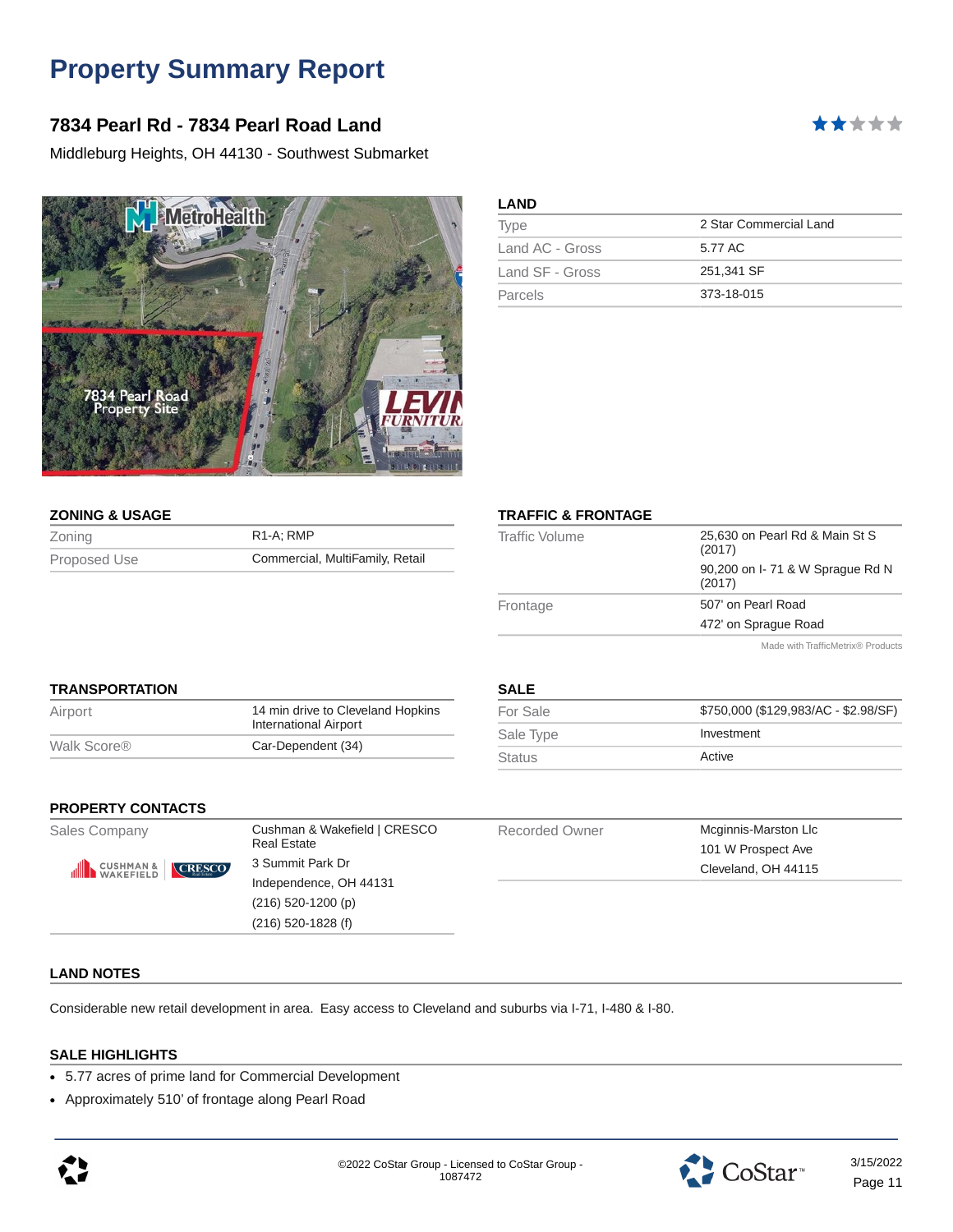# Property Summary Report

## 7834 Pearl Rd - 7834 Pearl Road Land

Middleburg Heights, OH 44130 - Southwest Submarket

### LAND

| | |
|---|---|
| Type | 2 Star Commercial Land |
| Land AC - Gross | 5.77 AC |
| Land SF - Gross | 251,341 SF |
| Parcels | 373-18-015 |

### ZONING & USAGE

| | |
|---|---|
| Zoning | R1-A; RMP |
| Proposed Use | Commercial, MultiFamily, Retail |

### TRAFFIC & FRONTAGE

| | |
|---|---|
| Traffic Volume | 25,630 on Pearl Rd & Main St S (2017) |
| | 90,200 on I- 71 & W Sprague Rd N (2017) |
| Frontage | 507' on Pearl Road |
| | 472' on Sprague Road |

Made with TrafficMetrix® Products

### TRANSPORTATION

| | |
|---|---|
| Airport | 14 min drive to Cleveland Hopkins International Airport |
| Walk Score® | Car-Dependent (34) |

### SALE

| | |
|---|---|
| For Sale | $750,000 ($129,983/AC - $2.98/SF) |
| Sale Type | Investment |
| Status | Active |

### PROPERTY CONTACTS

| | |
|---|---|
| Sales Company | Cushman & Wakefield \| CRESCO Real Estate<br>3 Summit Park Dr<br>Independence, OH 44131<br>(216) 520-1200 (p)<br>(216) 520-1828 (f) |
| Recorded Owner | Mcginnis-Marston Llc<br>101 W Prospect Ave<br>Cleveland, OH 44115 |

### LAND NOTES

Considerable new retail development in area. Easy access to Cleveland and suburbs via I-71, I-480 & I-80.

### SALE HIGHLIGHTS

- 5.77 acres of prime land for Commercial Development
- Approximately 510' of frontage along Pearl Road

©2022 CoStar Group - Licensed to CoStar Group - 1087472

3/15/2022